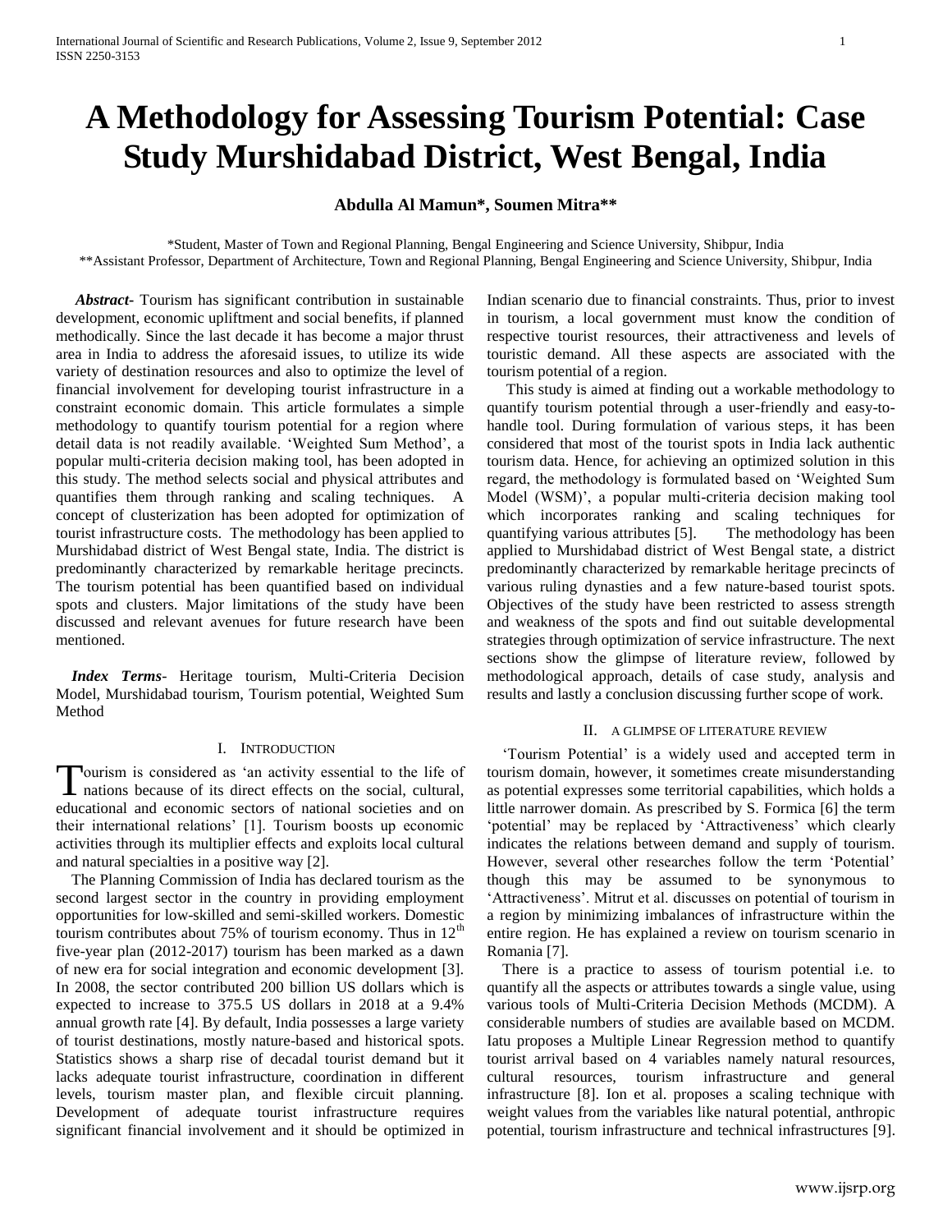# A Methodology for Assessing Tourism Potential: Case Study Murshidabad District, West Bengal, India

**Abdulla Al Mamun\*, Soumen Mitra\*\***

\*Student, Master of Town and Regional Planning, Bengal Engineering and Science University, Shibpur, India
\*\*Assistant Professor, Department of Architecture, Town and Regional Planning, Bengal Engineering and Science University, Shibpur, India

***Abstract*-** Tourism has significant contribution in sustainable development, economic upliftment and social benefits, if planned methodically. Since the last decade it has become a major thrust area in India to address the aforesaid issues, to utilize its wide variety of destination resources and also to optimize the level of financial involvement for developing tourist infrastructure in a constraint economic domain. This article formulates a simple methodology to quantify tourism potential for a region where detail data is not readily available. 'Weighted Sum Method', a popular multi-criteria decision making tool, has been adopted in this study. The method selects social and physical attributes and quantifies them through ranking and scaling techniques. A concept of clusterization has been adopted for optimization of tourist infrastructure costs. The methodology has been applied to Murshidabad district of West Bengal state, India. The district is predominantly characterized by remarkable heritage precincts. The tourism potential has been quantified based on individual spots and clusters. Major limitations of the study have been discussed and relevant avenues for future research have been mentioned.

***Index Terms*-** Heritage tourism, Multi-Criteria Decision Model, Murshidabad tourism, Tourism potential, Weighted Sum Method

## I. Introduction

Tourism is considered as 'an activity essential to the life of nations because of its direct effects on the social, cultural, educational and economic sectors of national societies and on their international relations' [1]. Tourism boosts up economic activities through its multiplier effects and exploits local cultural and natural specialties in a positive way [2].

The Planning Commission of India has declared tourism as the second largest sector in the country in providing employment opportunities for low-skilled and semi-skilled workers. Domestic tourism contributes about 75% of tourism economy. Thus in 12th five-year plan (2012-2017) tourism has been marked as a dawn of new era for social integration and economic development [3]. In 2008, the sector contributed 200 billion US dollars which is expected to increase to 375.5 US dollars in 2018 at a 9.4% annual growth rate [4]. By default, India possesses a large variety of tourist destinations, mostly nature-based and historical spots. Statistics shows a sharp rise of decadal tourist demand but it lacks adequate tourist infrastructure, coordination in different levels, tourism master plan, and flexible circuit planning. Development of adequate tourist infrastructure requires significant financial involvement and it should be optimized in Indian scenario due to financial constraints. Thus, prior to invest in tourism, a local government must know the condition of respective tourist resources, their attractiveness and levels of touristic demand. All these aspects are associated with the tourism potential of a region.

This study is aimed at finding out a workable methodology to quantify tourism potential through a user-friendly and easy-to-handle tool. During formulation of various steps, it has been considered that most of the tourist spots in India lack authentic tourism data. Hence, for achieving an optimized solution in this regard, the methodology is formulated based on 'Weighted Sum Model (WSM)', a popular multi-criteria decision making tool which incorporates ranking and scaling techniques for quantifying various attributes [5]. The methodology has been applied to Murshidabad district of West Bengal state, a district predominantly characterized by remarkable heritage precincts of various ruling dynasties and a few nature-based tourist spots. Objectives of the study have been restricted to assess strength and weakness of the spots and find out suitable developmental strategies through optimization of service infrastructure. The next sections show the glimpse of literature review, followed by methodological approach, details of case study, analysis and results and lastly a conclusion discussing further scope of work.

## II. A Glimpse of Literature Review

'Tourism Potential' is a widely used and accepted term in tourism domain, however, it sometimes create misunderstanding as potential expresses some territorial capabilities, which holds a little narrower domain. As prescribed by S. Formica [6] the term 'potential' may be replaced by 'Attractiveness' which clearly indicates the relations between demand and supply of tourism. However, several other researches follow the term 'Potential' though this may be assumed to be synonymous to 'Attractiveness'. Mitrut et al. discusses on potential of tourism in a region by minimizing imbalances of infrastructure within the entire region. He has explained a review on tourism scenario in Romania [7].

There is a practice to assess of tourism potential i.e. to quantify all the aspects or attributes towards a single value, using various tools of Multi-Criteria Decision Methods (MCDM). A considerable numbers of studies are available based on MCDM. Iatu proposes a Multiple Linear Regression method to quantify tourist arrival based on 4 variables namely natural resources, cultural resources, tourism infrastructure and general infrastructure [8]. Ion et al. proposes a scaling technique with weight values from the variables like natural potential, anthropic potential, tourism infrastructure and technical infrastructures [9].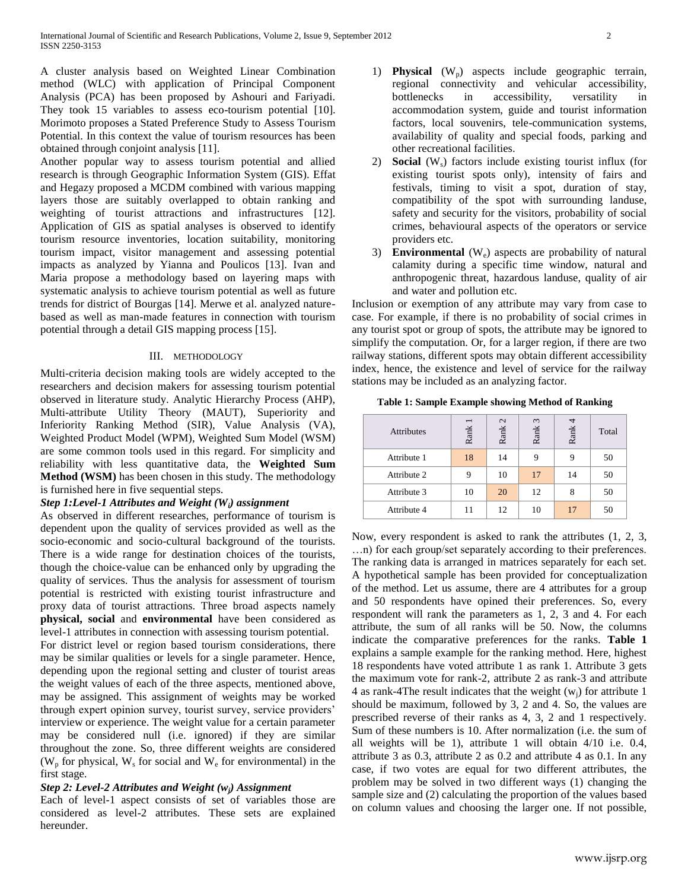A cluster analysis based on Weighted Linear Combination method (WLC) with application of Principal Component Analysis (PCA) has been proposed by Ashouri and Fariyadi. They took 15 variables to assess eco-tourism potential [10]. Morimoto proposes a Stated Preference Study to Assess Tourism Potential. In this context the value of tourism resources has been obtained through conjoint analysis [11].

Another popular way to assess tourism potential and allied research is through Geographic Information System (GIS). Effat and Hegazy proposed a MCDM combined with various mapping layers those are suitably overlapped to obtain ranking and weighting of tourist attractions and infrastructures [12]. Application of GIS as spatial analyses is observed to identify tourism resource inventories, location suitability, monitoring tourism impact, visitor management and assessing potential impacts as analyzed by Yianna and Poulicos [13]. Ivan and Maria propose a methodology based on layering maps with systematic analysis to achieve tourism potential as well as future trends for district of Bourgas [14]. Merwe et al. analyzed nature-based as well as man-made features in connection with tourism potential through a detail GIS mapping process [15].

## III. METHODOLOGY

Multi-criteria decision making tools are widely accepted to the researchers and decision makers for assessing tourism potential observed in literature study. Analytic Hierarchy Process (AHP), Multi-attribute Utility Theory (MAUT), Superiority and Inferiority Ranking Method (SIR), Value Analysis (VA), Weighted Product Model (WPM), Weighted Sum Model (WSM) are some common tools used in this regard. For simplicity and reliability with less quantitative data, the **Weighted Sum Method (WSM)** has been chosen in this study. The methodology is furnished here in five sequential steps.

***Step 1:Level-1 Attributes and Weight ($W_i$) assignment***

As observed in different researches, performance of tourism is dependent upon the quality of services provided as well as the socio-economic and socio-cultural background of the tourists. There is a wide range for destination choices of the tourists, though the choice-value can be enhanced only by upgrading the quality of services. Thus the analysis for assessment of tourism potential is restricted with existing tourist infrastructure and proxy data of tourist attractions. Three broad aspects namely **physical, social** and **environmental** have been considered as level-1 attributes in connection with assessing tourism potential.

For district level or region based tourism considerations, there may be similar qualities or levels for a single parameter. Hence, depending upon the regional setting and cluster of tourist areas the weight values of each of the three aspects, mentioned above, may be assigned. This assignment of weights may be worked through expert opinion survey, tourist survey, service providers' interview or experience. The weight value for a certain parameter may be considered null (i.e. ignored) if they are similar throughout the zone. So, three different weights are considered ($W_p$ for physical, $W_s$ for social and $W_e$ for environmental) in the first stage.

***Step 2: Level-2 Attributes and Weight ($w_j$) Assignment***

Each of level-1 aspect consists of set of variables those are considered as level-2 attributes. These sets are explained hereunder.

1) **Physical** ($W_p$) aspects include geographic terrain, regional connectivity and vehicular accessibility, bottlenecks in accessibility, versatility in accommodation system, guide and tourist information factors, local souvenirs, tele-communication systems, availability of quality and special foods, parking and other recreational facilities.
2) **Social** ($W_s$) factors include existing tourist influx (for existing tourist spots only), intensity of fairs and festivals, timing to visit a spot, duration of stay, compatibility of the spot with surrounding landuse, safety and security for the visitors, probability of social crimes, behavioural aspects of the operators or service providers etc.
3) **Environmental** ($W_e$) aspects are probability of natural calamity during a specific time window, natural and anthropogenic threat, hazardous landuse, quality of air and water and pollution etc.

Inclusion or exemption of any attribute may vary from case to case. For example, if there is no probability of social crimes in any tourist spot or group of spots, the attribute may be ignored to simplify the computation. Or, for a larger region, if there are two railway stations, different spots may obtain different accessibility index, hence, the existence and level of service for the railway stations may be included as an analyzing factor.

**Table 1: Sample Example showing Method of Ranking**

| Attributes | Rank 1 | Rank 2 | Rank 3 | Rank 4 | Total |
|---|---|---|---|---|---|
| Attribute 1 | 18 | 14 | 9 | 9 | 50 |
| Attribute 2 | 9 | 10 | 17 | 14 | 50 |
| Attribute 3 | 10 | 20 | 12 | 8 | 50 |
| Attribute 4 | 11 | 12 | 10 | 17 | 50 |

Now, every respondent is asked to rank the attributes (1, 2, 3, …n) for each group/set separately according to their preferences. The ranking data is arranged in matrices separately for each set. A hypothetical sample has been provided for conceptualization of the method. Let us assume, there are 4 attributes for a group and 50 respondents have opined their preferences. So, every respondent will rank the parameters as 1, 2, 3 and 4. For each attribute, the sum of all ranks will be 50. Now, the columns indicate the comparative preferences for the ranks. **Table 1** explains a sample example for the ranking method. Here, highest 18 respondents have voted attribute 1 as rank 1. Attribute 3 gets the maximum vote for rank-2, attribute 2 as rank-3 and attribute 4 as rank-4The result indicates that the weight ($w_j$) for attribute 1 should be maximum, followed by 3, 2 and 4. So, the values are prescribed reverse of their ranks as 4, 3, 2 and 1 respectively. Sum of these numbers is 10. After normalization (i.e. the sum of all weights will be 1), attribute 1 will obtain 4/10 i.e. 0.4, attribute 3 as 0.3, attribute 2 as 0.2 and attribute 4 as 0.1. In any case, if two votes are equal for two different attributes, the problem may be solved in two different ways (1) changing the sample size and (2) calculating the proportion of the values based on column values and choosing the larger one. If not possible,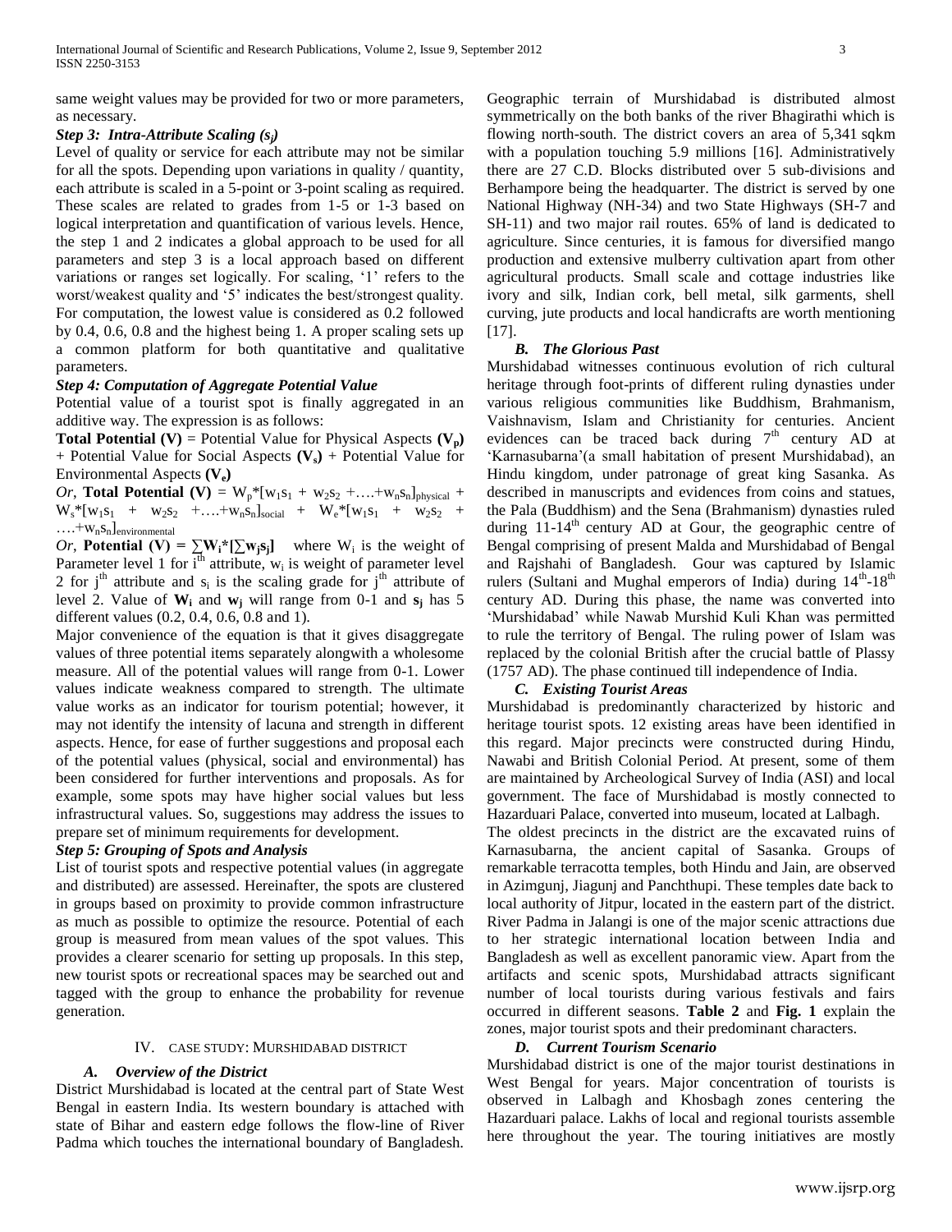same weight values may be provided for two or more parameters, as necessary.

### *Step 3: Intra-Attribute Scaling ($s_j$)*

Level of quality or service for each attribute may not be similar for all the spots. Depending upon variations in quality / quantity, each attribute is scaled in a 5-point or 3-point scaling as required. These scales are related to grades from 1-5 or 1-3 based on logical interpretation and quantification of various levels. Hence, the step 1 and 2 indicates a global approach to be used for all parameters and step 3 is a local approach based on different variations or ranges set logically. For scaling, '1' refers to the worst/weakest quality and '5' indicates the best/strongest quality. For computation, the lowest value is considered as 0.2 followed by 0.4, 0.6, 0.8 and the highest being 1. A proper scaling sets up a common platform for both quantitative and qualitative parameters.

### *Step 4: Computation of Aggregate Potential Value*

Potential value of a tourist spot is finally aggregated in an additive way. The expression is as follows:

**Total Potential (V)** = Potential Value for Physical Aspects **($V_p$)** + Potential Value for Social Aspects **($V_s$)** + Potential Value for Environmental Aspects **($V_e$)**

*Or*, **Total Potential (V)** = $W_p*[w_1s_1 + w_2s_2 + \ldots + w_ns_n]_{physical} + W_s*[w_1s_1 + w_2s_2 + \ldots + w_ns_n]_{social} + W_e*[w_1s_1 + w_2s_2 + \ldots + w_ns_n]_{environmental}$

*Or*, **Potential (V) =** $\sum W_i * [\sum w_j s_j]$ where $W_i$ is the weight of Parameter level 1 for $i^{th}$ attribute, $w_i$ is weight of parameter level 2 for $j^{th}$ attribute and $s_i$ is the scaling grade for $j^{th}$ attribute of level 2. Value of $\mathbf{W_i}$ and $\mathbf{w_j}$ will range from 0-1 and $\mathbf{s_j}$ has 5 different values (0.2, 0.4, 0.6, 0.8 and 1).

Major convenience of the equation is that it gives disaggregate values of three potential items separately alongwith a wholesome measure. All of the potential values will range from 0-1. Lower values indicate weakness compared to strength. The ultimate value works as an indicator for tourism potential; however, it may not identify the intensity of lacuna and strength in different aspects. Hence, for ease of further suggestions and proposal each of the potential values (physical, social and environmental) has been considered for further interventions and proposals. As for example, some spots may have higher social values but less infrastructural values. So, suggestions may address the issues to prepare set of minimum requirements for development.

### *Step 5: Grouping of Spots and Analysis*

List of tourist spots and respective potential values (in aggregate and distributed) are assessed. Hereinafter, the spots are clustered in groups based on proximity to provide common infrastructure as much as possible to optimize the resource. Potential of each group is measured from mean values of the spot values. This provides a clearer scenario for setting up proposals. In this step, new tourist spots or recreational spaces may be searched out and tagged with the group to enhance the probability for revenue generation.

## IV. Case Study: Murshidabad District

### *A. Overview of the District*

District Murshidabad is located at the central part of State West Bengal in eastern India. Its western boundary is attached with state of Bihar and eastern edge follows the flow-line of River Padma which touches the international boundary of Bangladesh. Geographic terrain of Murshidabad is distributed almost symmetrically on the both banks of the river Bhagirathi which is flowing north-south. The district covers an area of 5,341 sqkm with a population touching 5.9 millions [16]. Administratively there are 27 C.D. Blocks distributed over 5 sub-divisions and Berhampore being the headquarter. The district is served by one National Highway (NH-34) and two State Highways (SH-7 and SH-11) and two major rail routes. 65% of land is dedicated to agriculture. Since centuries, it is famous for diversified mango production and extensive mulberry cultivation apart from other agricultural products. Small scale and cottage industries like ivory and silk, Indian cork, bell metal, silk garments, shell curving, jute products and local handicrafts are worth mentioning [17].

### *B. The Glorious Past*

Murshidabad witnesses continuous evolution of rich cultural heritage through foot-prints of different ruling dynasties under various religious communities like Buddhism, Brahmanism, Vaishnavism, Islam and Christianity for centuries. Ancient evidences can be traced back during 7th century AD at 'Karnasubarna'(a small habitation of present Murshidabad), an Hindu kingdom, under patronage of great king Sasanka. As described in manuscripts and evidences from coins and statues, the Pala (Buddhism) and the Sena (Brahmanism) dynasties ruled during 11-14th century AD at Gour, the geographic centre of Bengal comprising of present Malda and Murshidabad of Bengal and Rajshahi of Bangladesh. Gour was captured by Islamic rulers (Sultani and Mughal emperors of India) during 14th-18th century AD. During this phase, the name was converted into 'Murshidabad' while Nawab Murshid Kuli Khan was permitted to rule the territory of Bengal. The ruling power of Islam was replaced by the colonial British after the crucial battle of Plassy (1757 AD). The phase continued till independence of India.

### *C. Existing Tourist Areas*

Murshidabad is predominantly characterized by historic and heritage tourist spots. 12 existing areas have been identified in this regard. Major precincts were constructed during Hindu, Nawabi and British Colonial Period. At present, some of them are maintained by Archeological Survey of India (ASI) and local government. The face of Murshidabad is mostly connected to Hazarduari Palace, converted into museum, located at Lalbagh.

The oldest precincts in the district are the excavated ruins of Karnasubarna, the ancient capital of Sasanka. Groups of remarkable terracotta temples, both Hindu and Jain, are observed in Azimgunj, Jiagunj and Panchthupi. These temples date back to local authority of Jitpur, located in the eastern part of the district. River Padma in Jalangi is one of the major scenic attractions due to her strategic international location between India and Bangladesh as well as excellent panoramic view. Apart from the artifacts and scenic spots, Murshidabad attracts significant number of local tourists during various festivals and fairs occurred in different seasons. **Table 2** and **Fig. 1** explain the zones, major tourist spots and their predominant characters.

### *D. Current Tourism Scenario*

Murshidabad district is one of the major tourist destinations in West Bengal for years. Major concentration of tourists is observed in Lalbagh and Khosbagh zones centering the Hazarduari palace. Lakhs of local and regional tourists assemble here throughout the year. The touring initiatives are mostly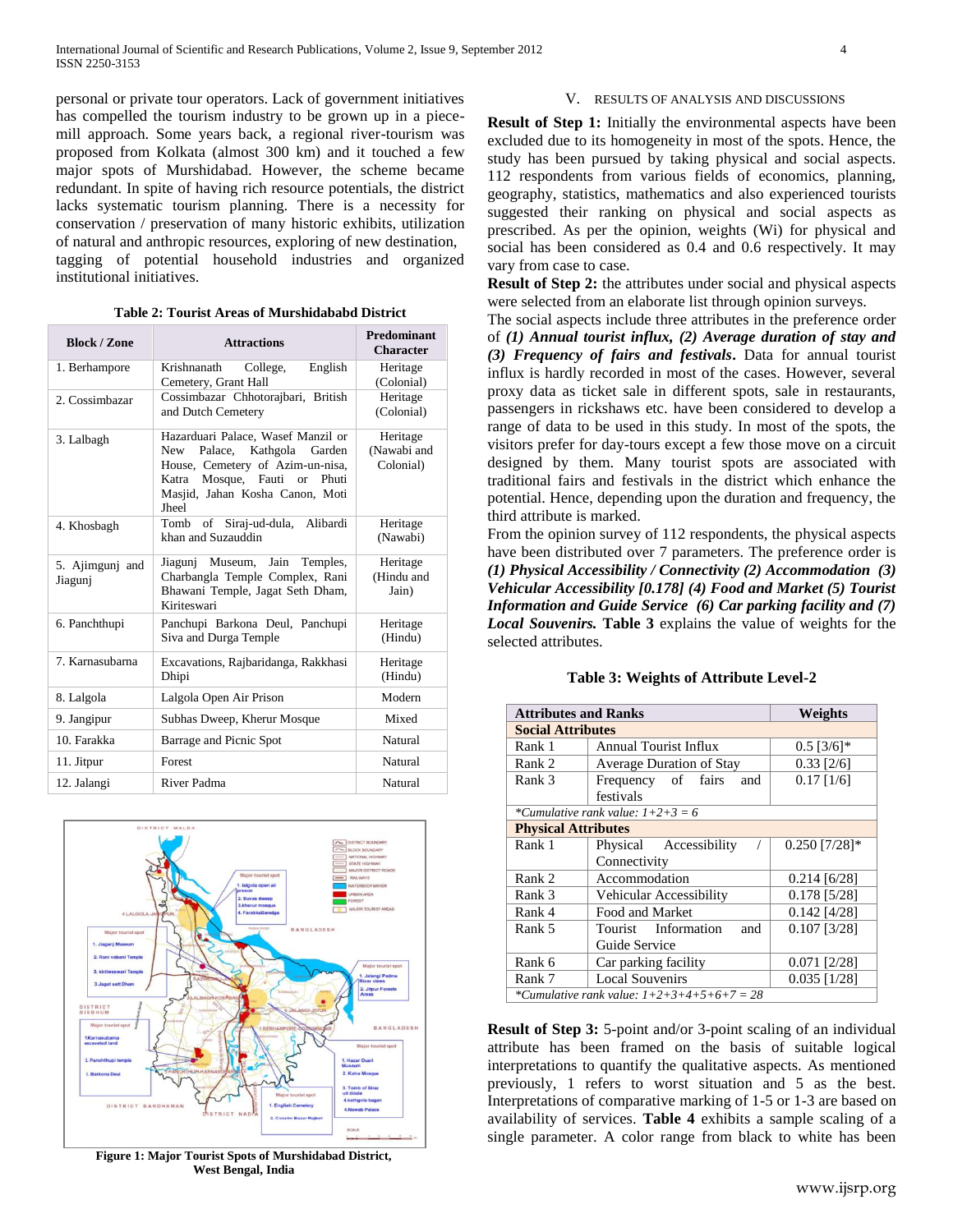personal or private tour operators. Lack of government initiatives has compelled the tourism industry to be grown up in a piece-mill approach. Some years back, a regional river-tourism was proposed from Kolkata (almost 300 km) and it touched a few major spots of Murshidabad. However, the scheme became redundant. In spite of having rich resource potentials, the district lacks systematic tourism planning. There is a necessity for conservation / preservation of many historic exhibits, utilization of natural and anthropic resources, exploring of new destination, tagging of potential household industries and organized institutional initiatives.

**Table 2: Tourist Areas of Murshidababd District**

| Block / Zone | Attractions | Predominant Character |
|---|---|---|
| 1. Berhampore | Krishnanath College, English Cemetery, Grant Hall | Heritage (Colonial) |
| 2. Cossimbazar | Cossimbazar Chhotorajbari, British and Dutch Cemetery | Heritage (Colonial) |
| 3. Lalbagh | Hazarduari Palace, Wasef Manzil or New Palace, Kathgola Garden House, Cemetery of Azim-un-nisa, Katra Mosque, Fauti or Phuti Masjid, Jahan Kosha Canon, Moti Jheel | Heritage (Nawabi and Colonial) |
| 4. Khosbagh | Tomb of Siraj-ud-dula, Alibardi khan and Suzauddin | Heritage (Nawabi) |
| 5. Ajimgunj and Jiagunj | Jiagunj Museum, Jain Temples, Charbangla Temple Complex, Rani Bhawani Temple, Jagat Seth Dham, Kiriteswari | Heritage (Hindu and Jain) |
| 6. Panchthupi | Panchupi Barkona Deul, Panchupi Siva and Durga Temple | Heritage (Hindu) |
| 7. Karnasubarna | Excavations, Rajbaridanga, Rakkhasi Dhipi | Heritage (Hindu) |
| 8. Lalgola | Lalgola Open Air Prison | Modern |
| 9. Jangipur | Subhas Dweep, Kherur Mosque | Mixed |
| 10. Farakka | Barrage and Picnic Spot | Natural |
| 11. Jitpur | Forest | Natural |
| 12. Jalangi | River Padma | Natural |

**Figure 1: Major Tourist Spots of Murshidabad District, West Bengal, India**

## V. RESULTS OF ANALYSIS AND DISCUSSIONS

**Result of Step 1:** Initially the environmental aspects have been excluded due to its homogeneity in most of the spots. Hence, the study has been pursued by taking physical and social aspects. 112 respondents from various fields of economics, planning, geography, statistics, mathematics and also experienced tourists suggested their ranking on physical and social aspects as prescribed. As per the opinion, weights (Wi) for physical and social has been considered as 0.4 and 0.6 respectively. It may vary from case to case.

**Result of Step 2:** the attributes under social and physical aspects were selected from an elaborate list through opinion surveys.

The social aspects include three attributes in the preference order of ***(1) Annual tourist influx, (2) Average duration of stay and (3) Frequency of fairs and festivals*****.** Data for annual tourist influx is hardly recorded in most of the cases. However, several proxy data as ticket sale in different spots, sale in restaurants, passengers in rickshaws etc. have been considered to develop a range of data to be used in this study. In most of the spots, the visitors prefer for day-tours except a few those move on a circuit designed by them. Many tourist spots are associated with traditional fairs and festivals in the district which enhance the potential. Hence, depending upon the duration and frequency, the third attribute is marked.

From the opinion survey of 112 respondents, the physical aspects have been distributed over 7 parameters. The preference order is ***(1) Physical Accessibility / Connectivity (2) Accommodation (3) Vehicular Accessibility [0.178] (4) Food and Market (5) Tourist Information and Guide Service (6) Car parking facility and (7) Local Souvenirs.*** **Table 3** explains the value of weights for the selected attributes.

**Table 3: Weights of Attribute Level-2**

| Attributes and Ranks | | Weights |
|---|---|---|
| **Social Attributes** | | |
| Rank 1 | Annual Tourist Influx | 0.5 [3/6]* |
| Rank 2 | Average Duration of Stay | 0.33 [2/6] |
| Rank 3 | Frequency of fairs and festivals | 0.17 [1/6] |
| *\*Cumulative rank value: 1+2+3 = 6* | | |
| **Physical Attributes** | | |
| Rank 1 | Physical Accessibility / Connectivity | 0.250 [7/28]* |
| Rank 2 | Accommodation | 0.214 [6/28] |
| Rank 3 | Vehicular Accessibility | 0.178 [5/28] |
| Rank 4 | Food and Market | 0.142 [4/28] |
| Rank 5 | Tourist Information and Guide Service | 0.107 [3/28] |
| Rank 6 | Car parking facility | 0.071 [2/28] |
| Rank 7 | Local Souvenirs | 0.035 [1/28] |
| *\*Cumulative rank value: 1+2+3+4+5+6+7 = 28* | | |

**Result of Step 3:** 5-point and/or 3-point scaling of an individual attribute has been framed on the basis of suitable logical interpretations to quantify the qualitative aspects. As mentioned previously, 1 refers to worst situation and 5 as the best. Interpretations of comparative marking of 1-5 or 1-3 are based on availability of services. **Table 4** exhibits a sample scaling of a single parameter. A color range from black to white has been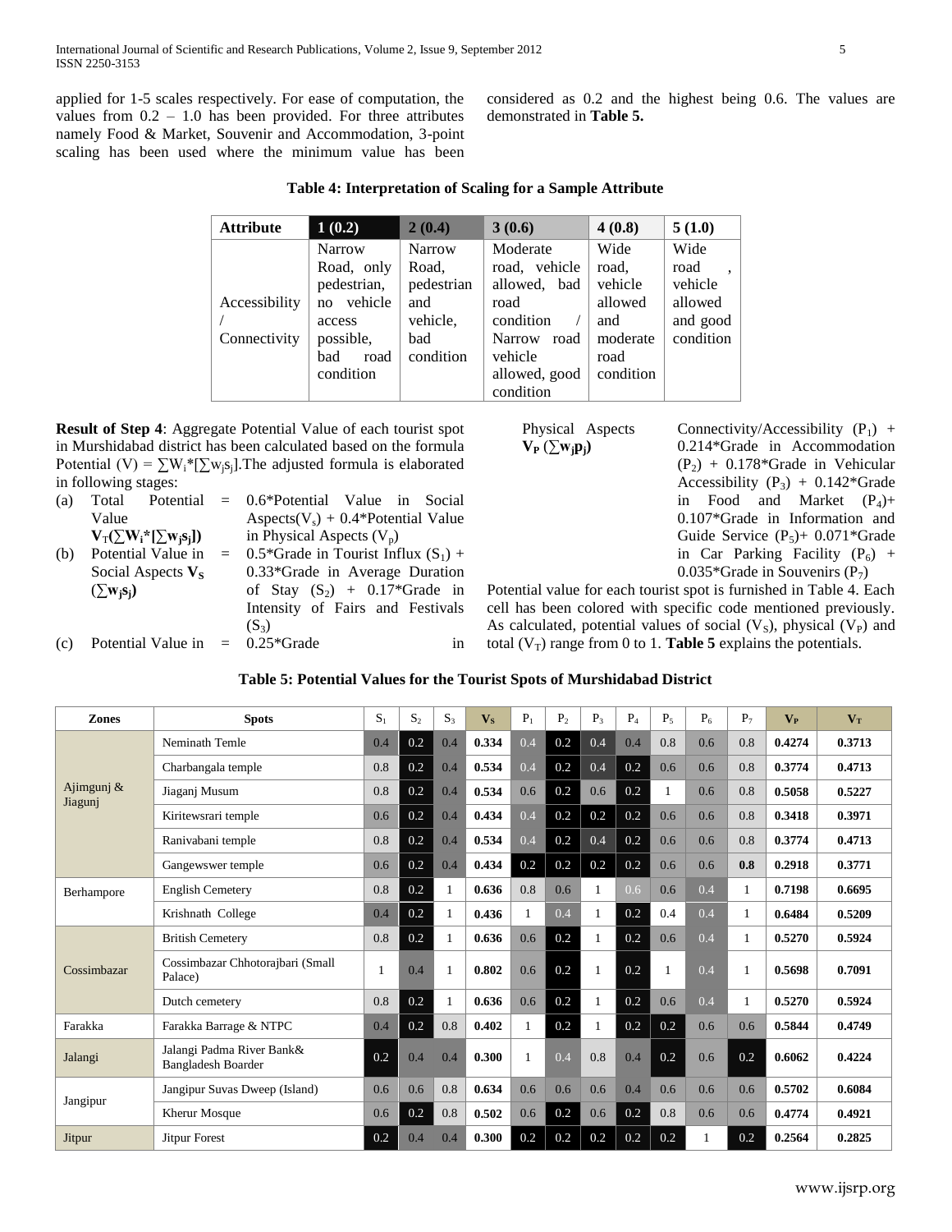applied for 1-5 scales respectively. For ease of computation, the values from 0.2 – 1.0 has been provided. For three attributes namely Food & Market, Souvenir and Accommodation, 3-point scaling has been used where the minimum value has been considered as 0.2 and the highest being 0.6. The values are demonstrated in **Table 5.**

**Table 4: Interpretation of Scaling for a Sample Attribute**

| Attribute | 1 (0.2) | 2 (0.4) | 3 (0.6) | 4 (0.8) | 5 (1.0) |
|---|---|---|---|---|---|
| Accessibility / Connectivity | Narrow Road, only pedestrian, no vehicle access possible, bad road condition | Narrow Road, pedestrian and vehicle, bad condition | Moderate road, vehicle allowed, bad road condition / Narrow road vehicle allowed, good condition | Wide road, vehicle allowed and moderate road condition | Wide road, vehicle allowed and good condition |

**Result of Step 4**: Aggregate Potential Value of each tourist spot in Murshidabad district has been calculated based on the formula Potential (V) = $\sum W_i * [\sum w_j s_j]$. The adjusted formula is elaborated in following stages:

(a) Total Potential Value $\mathbf{V_T(\sum W_i*[\sum w_j s_j])}$ = 0.6*Potential Value in Social Aspects($V_s$) + 0.4*Potential Value in Physical Aspects ($V_p$)

(b) Potential Value in Social Aspects $\mathbf{V_S}$ $\mathbf{(\sum w_j s_j)}$ = 0.5*Grade in Tourist Influx ($S_1$) + 0.33*Grade in Average Duration of Stay ($S_2$) + 0.17*Grade in Intensity of Fairs and Festivals ($S_3$)

(c) Potential Value in Physical Aspects $\mathbf{V_P}$ $\mathbf{(\sum w_j p_j)}$ = 0.25*Grade in Connectivity/Accessibility ($P_1$) + 0.214*Grade in Accommodation ($P_2$) + 0.178*Grade in Vehicular Accessibility ($P_3$) + 0.142*Grade in Food and Market ($P_4$)+ 0.107*Grade in Information and Guide Service ($P_5$)+ 0.071*Grade in Car Parking Facility ($P_6$) + 0.035*Grade in Souvenirs ($P_7$)

Potential value for each tourist spot is furnished in Table 4. Each cell has been colored with specific code mentioned previously. As calculated, potential values of social ($V_S$), physical ($V_P$) and total ($V_T$) range from 0 to 1. **Table 5** explains the potentials.

**Table 5: Potential Values for the Tourist Spots of Murshidabad District**

| Zones | Spots | $S_1$ | $S_2$ | $S_3$ | $V_S$ | $P_1$ | $P_2$ | $P_3$ | $P_4$ | $P_5$ | $P_6$ | $P_7$ | $V_P$ | $V_T$ |
|---|---|---|---|---|---|---|---|---|---|---|---|---|---|---|
| Ajimgunj & Jiagunj | Neminath Temle | 0.4 | 0.2 | 0.4 | **0.334** | 0.4 | 0.2 | 0.4 | 0.4 | 0.8 | 0.6 | 0.8 | **0.4274** | **0.3713** |
| | Charbangala temple | 0.8 | 0.2 | 0.4 | **0.534** | 0.4 | 0.2 | 0.4 | 0.2 | 0.6 | 0.6 | 0.8 | **0.3774** | **0.4713** |
| | Jiaganj Musum | 0.8 | 0.2 | 0.4 | **0.534** | 0.6 | 0.2 | 0.6 | 0.2 | 1 | 0.6 | 0.8 | **0.5058** | **0.5227** |
| | Kiritewsrari temple | 0.6 | 0.2 | 0.4 | **0.434** | 0.4 | 0.2 | 0.2 | 0.2 | 0.6 | 0.6 | 0.8 | **0.3418** | **0.3971** |
| | Ranivabani temple | 0.8 | 0.2 | 0.4 | **0.534** | 0.4 | 0.2 | 0.4 | 0.2 | 0.6 | 0.6 | 0.8 | **0.3774** | **0.4713** |
| | Gangewswer temple | 0.6 | 0.2 | 0.4 | **0.434** | 0.2 | 0.2 | 0.2 | 0.2 | 0.6 | 0.6 | **0.8** | **0.2918** | **0.3771** |
| Berhampore | English Cemetery | 0.8 | 0.2 | 1 | **0.636** | 0.8 | 0.6 | 1 | 0.6 | 0.6 | 0.4 | 1 | **0.7198** | **0.6695** |
| | Krishnath College | 0.4 | 0.2 | 1 | **0.436** | 1 | 0.4 | 1 | 0.2 | 0.4 | 0.4 | 1 | **0.6484** | **0.5209** |
| Cossimbazar | British Cemetery | 0.8 | 0.2 | 1 | **0.636** | 0.6 | 0.2 | 1 | 0.2 | 0.6 | 0.4 | 1 | **0.5270** | **0.5924** |
| | Cossimbazar Chhotorajbari (Small Palace) | 1 | 0.4 | 1 | **0.802** | 0.6 | 0.2 | 1 | 0.2 | 1 | 0.4 | 1 | **0.5698** | **0.7091** |
| | Dutch cemetery | 0.8 | 0.2 | 1 | **0.636** | 0.6 | 0.2 | 1 | 0.2 | 0.6 | 0.4 | 1 | **0.5270** | **0.5924** |
| Farakka | Farakka Barrage & NTPC | 0.4 | 0.2 | 0.8 | **0.402** | 1 | 0.2 | 1 | 0.2 | 0.2 | 0.6 | 0.6 | **0.5844** | **0.4749** |
| Jalangi | Jalangi Padma River Bank& Bangladesh Boarder | 0.2 | 0.4 | 0.4 | **0.300** | 1 | 0.4 | 0.8 | 0.4 | 0.2 | 0.6 | 0.2 | **0.6062** | **0.4224** |
| Jangipur | Jangipur Suvas Dweep (Island) | 0.6 | 0.6 | 0.8 | **0.634** | 0.6 | 0.6 | 0.6 | 0.4 | 0.6 | 0.6 | 0.6 | **0.5702** | **0.6084** |
| | Kherur Mosque | 0.6 | 0.2 | 0.8 | **0.502** | 0.6 | 0.2 | 0.6 | 0.2 | 0.8 | 0.6 | 0.6 | **0.4774** | **0.4921** |
| Jitpur | Jitpur Forest | 0.2 | 0.4 | 0.4 | **0.300** | 0.2 | 0.2 | 0.2 | 0.2 | 0.2 | 1 | 0.2 | **0.2564** | **0.2825** |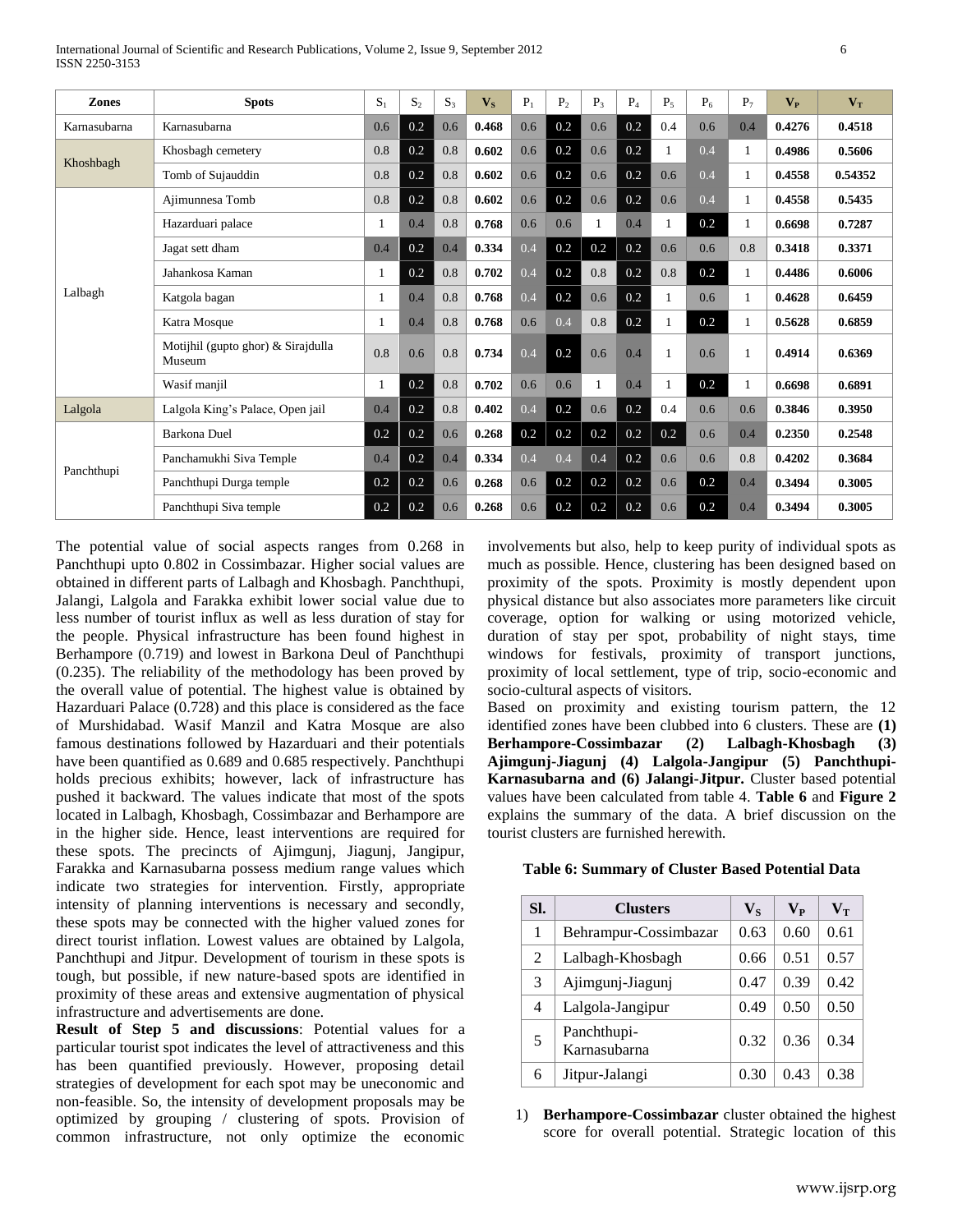| Zones | Spots | $S_1$ | $S_2$ | $S_3$ | $V_S$ | $P_1$ | $P_2$ | $P_3$ | $P_4$ | $P_5$ | $P_6$ | $P_7$ | $V_P$ | $V_T$ |
|---|---|---|---|---|---|---|---|---|---|---|---|---|---|---|
| Karnasubarna | Karnasubarna | 0.6 | 0.2 | 0.6 | **0.468** | 0.6 | 0.2 | 0.6 | 0.2 | 0.4 | 0.6 | 0.4 | **0.4276** | **0.4518** |
| Khoshbagh | Khosbagh cemetery | 0.8 | 0.2 | 0.8 | **0.602** | 0.6 | 0.2 | 0.6 | 0.2 | 1 | 0.4 | 1 | **0.4986** | **0.5606** |
| | Tomb of Sujauddin | 0.8 | 0.2 | 0.8 | **0.602** | 0.6 | 0.2 | 0.6 | 0.2 | 0.6 | 0.4 | 1 | **0.4558** | **0.54352** |
| Lalbagh | Ajimunnesa Tomb | 0.8 | 0.2 | 0.8 | **0.602** | 0.6 | 0.2 | 0.6 | 0.2 | 0.6 | 0.4 | 1 | **0.4558** | **0.5435** |
| | Hazarduari palace | 1 | 0.4 | 0.8 | **0.768** | 0.6 | 0.6 | 1 | 0.4 | 1 | 0.2 | 1 | **0.6698** | **0.7287** |
| | Jagat sett dham | 0.4 | 0.2 | 0.4 | **0.334** | 0.4 | 0.2 | 0.2 | 0.2 | 0.6 | 0.6 | 0.8 | **0.3418** | **0.3371** |
| | Jahankosa Kaman | 1 | 0.2 | 0.8 | **0.702** | 0.4 | 0.2 | 0.8 | 0.2 | 0.8 | 0.2 | 1 | **0.4486** | **0.6006** |
| | Katgola bagan | 1 | 0.4 | 0.8 | **0.768** | 0.4 | 0.2 | 0.6 | 0.2 | 1 | 0.6 | 1 | **0.4628** | **0.6459** |
| | Katra Mosque | 1 | 0.4 | 0.8 | **0.768** | 0.6 | 0.4 | 0.8 | 0.2 | 1 | 0.2 | 1 | **0.5628** | **0.6859** |
| | Motijhil (gupto ghor) & Sirajdulla Museum | 0.8 | 0.6 | 0.8 | **0.734** | 0.4 | 0.2 | 0.6 | 0.4 | 1 | 0.6 | 1 | **0.4914** | **0.6369** |
| | Wasif manjil | 1 | 0.2 | 0.8 | **0.702** | 0.6 | 0.6 | 1 | 0.4 | 1 | 0.2 | 1 | **0.6698** | **0.6891** |
| Lalgola | Lalgola King's Palace, Open jail | 0.4 | 0.2 | 0.8 | **0.402** | 0.4 | 0.2 | 0.6 | 0.2 | 0.4 | 0.6 | 0.6 | **0.3846** | **0.3950** |
| Panchthupi | Barkona Duel | 0.2 | 0.2 | 0.6 | **0.268** | 0.2 | 0.2 | 0.2 | 0.2 | 0.2 | 0.6 | 0.4 | **0.2350** | **0.2548** |
| | Panchamukhi Siva Temple | 0.4 | 0.2 | 0.4 | **0.334** | 0.4 | 0.4 | 0.4 | 0.2 | 0.6 | 0.6 | 0.8 | **0.4202** | **0.3684** |
| | Panchthupi Durga temple | 0.2 | 0.2 | 0.6 | **0.268** | 0.6 | 0.2 | 0.2 | 0.2 | 0.6 | 0.2 | 0.4 | **0.3494** | **0.3005** |
| | Panchthupi Siva temple | 0.2 | 0.2 | 0.6 | **0.268** | 0.6 | 0.2 | 0.2 | 0.2 | 0.6 | 0.2 | 0.4 | **0.3494** | **0.3005** |

The potential value of social aspects ranges from 0.268 in Panchthupi upto 0.802 in Cossimbazar. Higher social values are obtained in different parts of Lalbagh and Khosbagh. Panchthupi, Jalangi, Lalgola and Farakka exhibit lower social value due to less number of tourist influx as well as less duration of stay for the people. Physical infrastructure has been found highest in Berhampore (0.719) and lowest in Barkona Deul of Panchthupi (0.235). The reliability of the methodology has been proved by the overall value of potential. The highest value is obtained by Hazarduari Palace (0.728) and this place is considered as the face of Murshidabad. Wasif Manzil and Katra Mosque are also famous destinations followed by Hazarduari and their potentials have been quantified as 0.689 and 0.685 respectively. Panchthupi holds precious exhibits; however, lack of infrastructure has pushed it backward. The values indicate that most of the spots located in Lalbagh, Khosbagh, Cossimbazar and Berhampore are in the higher side. Hence, least interventions are required for these spots. The precincts of Ajimgunj, Jiagunj, Jangipur, Farakka and Karnasubarna possess medium range values which indicate two strategies for intervention. Firstly, appropriate intensity of planning interventions is necessary and secondly, these spots may be connected with the higher valued zones for direct tourist inflation. Lowest values are obtained by Lalgola, Panchthupi and Jitpur. Development of tourism in these spots is tough, but possible, if new nature-based spots are identified in proximity of these areas and extensive augmentation of physical infrastructure and advertisements are done.

**Result of Step 5 and discussions**: Potential values for a particular tourist spot indicates the level of attractiveness and this has been quantified previously. However, proposing detail strategies of development for each spot may be uneconomic and non-feasible. So, the intensity of development proposals may be optimized by grouping / clustering of spots. Provision of common infrastructure, not only optimize the economic involvements but also, help to keep purity of individual spots as much as possible. Hence, clustering has been designed based on proximity of the spots. Proximity is mostly dependent upon physical distance but also associates more parameters like circuit coverage, option for walking or using motorized vehicle, duration of stay per spot, probability of night stays, time windows for festivals, proximity of transport junctions, proximity of local settlement, type of trip, socio-economic and socio-cultural aspects of visitors.

Based on proximity and existing tourism pattern, the 12 identified zones have been clubbed into 6 clusters. These are **(1) Berhampore-Cossimbazar (2) Lalbagh-Khosbagh (3) Ajimgunj-Jiagunj (4) Lalgola-Jangipur (5) Panchthupi-Karnasubarna and (6) Jalangi-Jitpur.** Cluster based potential values have been calculated from table 4. **Table 6** and **Figure 2** explains the summary of the data. A brief discussion on the tourist clusters are furnished herewith.

**Table 6: Summary of Cluster Based Potential Data**

| Sl. | Clusters | $V_S$ | $V_P$ | $V_T$ |
|---|---|---|---|---|
| 1 | Behrampur-Cossimbazar | 0.63 | 0.60 | 0.61 |
| 2 | Lalbagh-Khosbagh | 0.66 | 0.51 | 0.57 |
| 3 | Ajimgunj-Jiagunj | 0.47 | 0.39 | 0.42 |
| 4 | Lalgola-Jangipur | 0.49 | 0.50 | 0.50 |
| 5 | Panchthupi-Karnasubarna | 0.32 | 0.36 | 0.34 |
| 6 | Jitpur-Jalangi | 0.30 | 0.43 | 0.38 |

1) **Berhampore-Cossimbazar** cluster obtained the highest score for overall potential. Strategic location of this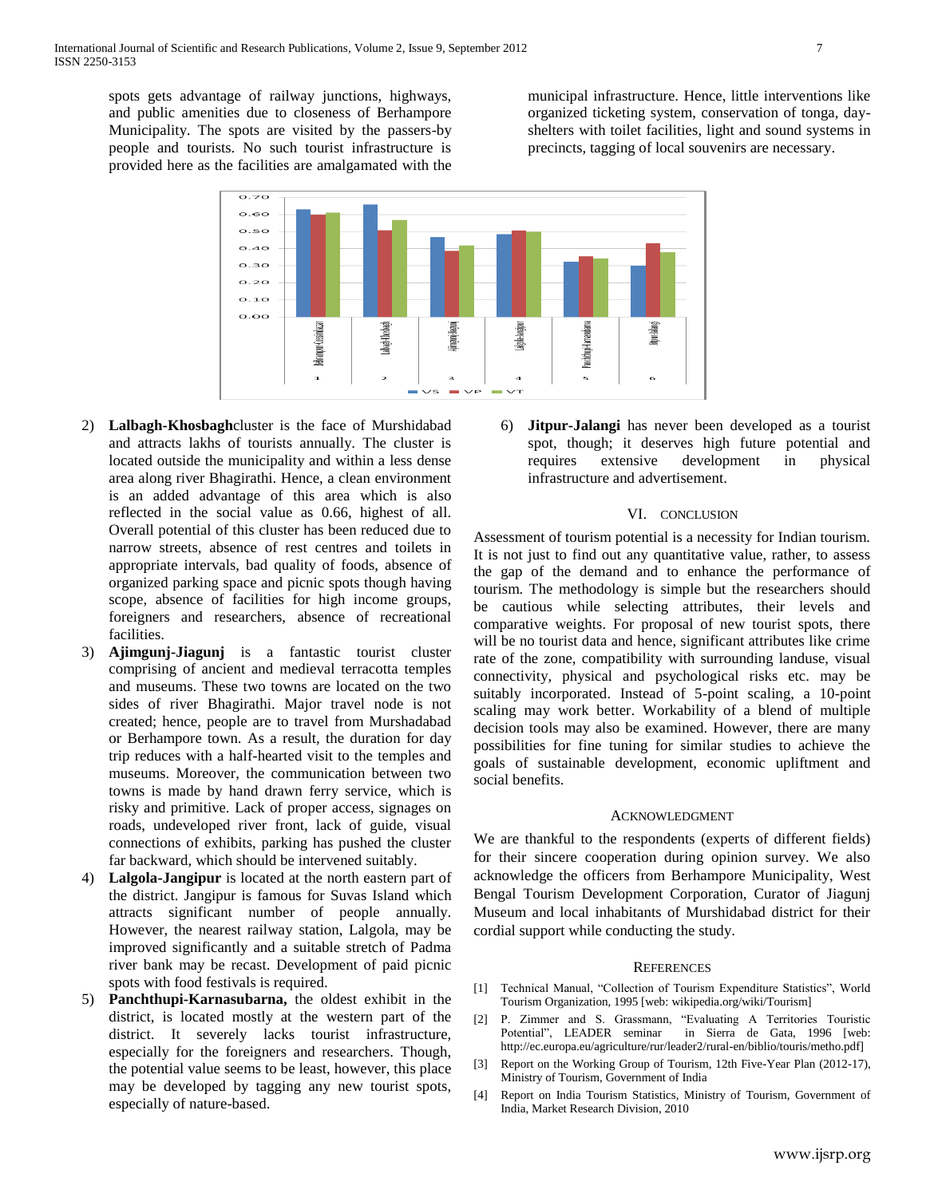spots gets advantage of railway junctions, highways, and public amenities due to closeness of Berhampore Municipality. The spots are visited by the passers-by people and tourists. No such tourist infrastructure is provided here as the facilities are amalgamated with the municipal infrastructure. Hence, little interventions like organized ticketing system, conservation of tonga, day-shelters with toilet facilities, light and sound systems in precincts, tagging of local souvenirs are necessary.

2) **Lalbagh-Khosbagh**cluster is the face of Murshidabad and attracts lakhs of tourists annually. The cluster is located outside the municipality and within a less dense area along river Bhagirathi. Hence, a clean environment is an added advantage of this area which is also reflected in the social value as 0.66, highest of all. Overall potential of this cluster has been reduced due to narrow streets, absence of rest centres and toilets in appropriate intervals, bad quality of foods, absence of organized parking space and picnic spots though having scope, absence of facilities for high income groups, foreigners and researchers, absence of recreational facilities.

3) **Ajimgunj-Jiagunj** is a fantastic tourist cluster comprising of ancient and medieval terracotta temples and museums. These two towns are located on the two sides of river Bhagirathi. Major travel node is not created; hence, people are to travel from Murshadabad or Berhampore town. As a result, the duration for day trip reduces with a half-hearted visit to the temples and museums. Moreover, the communication between two towns is made by hand drawn ferry service, which is risky and primitive. Lack of proper access, signages on roads, undeveloped river front, lack of guide, visual connections of exhibits, parking has pushed the cluster far backward, which should be intervened suitably.

4) **Lalgola-Jangipur** is located at the north eastern part of the district. Jangipur is famous for Suvas Island which attracts significant number of people annually. However, the nearest railway station, Lalgola, may be improved significantly and a suitable stretch of Padma river bank may be recast. Development of paid picnic spots with food festivals is required.

5) **Panchthupi-Karnasubarna,** the oldest exhibit in the district, is located mostly at the western part of the district. It severely lacks tourist infrastructure, especially for the foreigners and researchers. Though, the potential value seems to be least, however, this place may be developed by tagging any new tourist spots, especially of nature-based.

6) **Jitpur-Jalangi** has never been developed as a tourist spot, though; it deserves high future potential and requires extensive development in physical infrastructure and advertisement.

## VI. CONCLUSION

Assessment of tourism potential is a necessity for Indian tourism. It is not just to find out any quantitative value, rather, to assess the gap of the demand and to enhance the performance of tourism. The methodology is simple but the researchers should be cautious while selecting attributes, their levels and comparative weights. For proposal of new tourist spots, there will be no tourist data and hence, significant attributes like crime rate of the zone, compatibility with surrounding landuse, visual connectivity, physical and psychological risks etc. may be suitably incorporated. Instead of 5-point scaling, a 10-point scaling may work better. Workability of a blend of multiple decision tools may also be examined. However, there are many possibilities for fine tuning for similar studies to achieve the goals of sustainable development, economic upliftment and social benefits.

## ACKNOWLEDGMENT

We are thankful to the respondents (experts of different fields) for their sincere cooperation during opinion survey. We also acknowledge the officers from Berhampore Municipality, West Bengal Tourism Development Corporation, Curator of Jiagunj Museum and local inhabitants of Murshidabad district for their cordial support while conducting the study.

## REFERENCES

[1] Technical Manual, "Collection of Tourism Expenditure Statistics", World Tourism Organization, 1995 [web: wikipedia.org/wiki/Tourism]

[2] P. Zimmer and S. Grassmann, "Evaluating A Territories Touristic Potential", LEADER seminar in Sierra de Gata, 1996 [web: http://ec.europa.eu/agriculture/rur/leader2/rural-en/biblio/touris/metho.pdf]

[3] Report on the Working Group of Tourism, 12th Five-Year Plan (2012-17), Ministry of Tourism, Government of India

[4] Report on India Tourism Statistics, Ministry of Tourism, Government of India, Market Research Division, 2010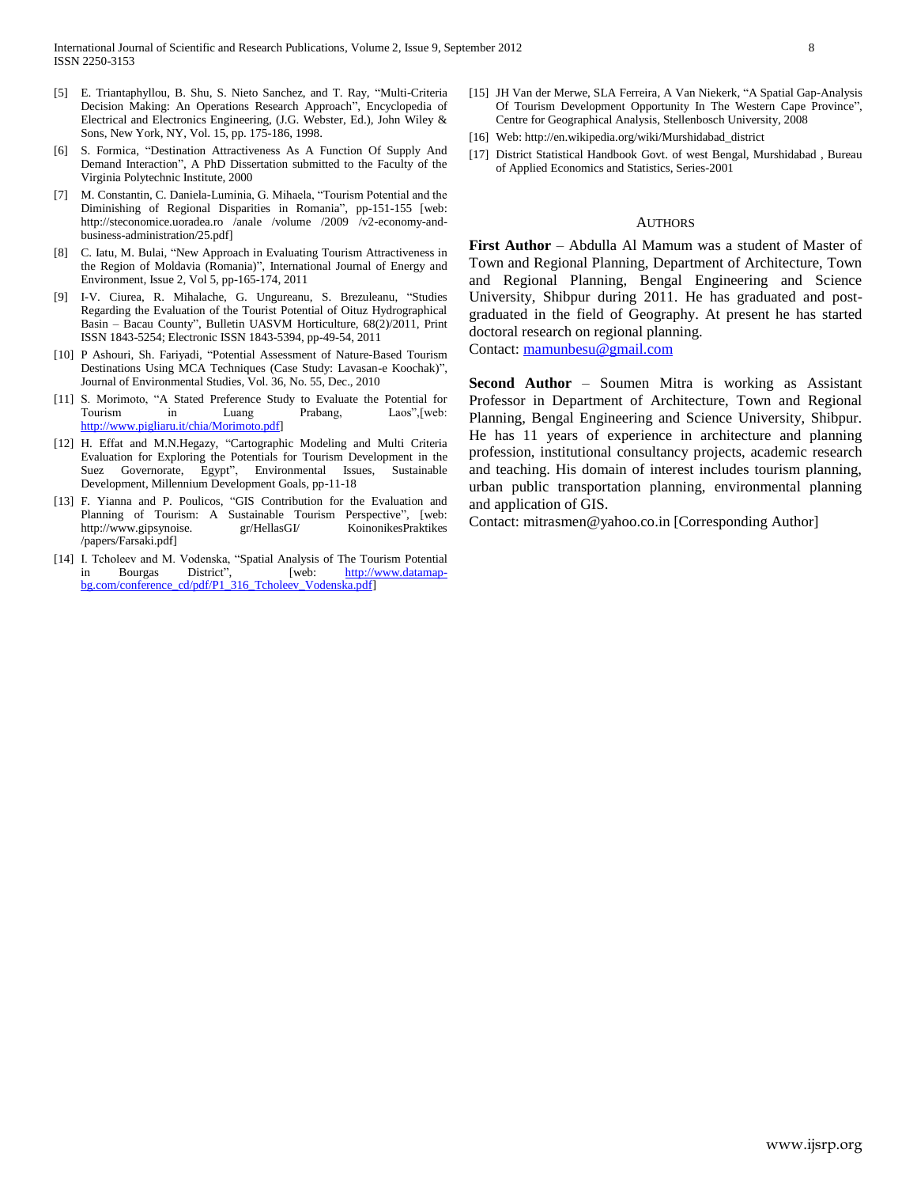[5] E. Triantaphyllou, B. Shu, S. Nieto Sanchez, and T. Ray, "Multi-Criteria Decision Making: An Operations Research Approach", Encyclopedia of Electrical and Electronics Engineering, (J.G. Webster, Ed.), John Wiley & Sons, New York, NY, Vol. 15, pp. 175-186, 1998.

[6] S. Formica, "Destination Attractiveness As A Function Of Supply And Demand Interaction", A PhD Dissertation submitted to the Faculty of the Virginia Polytechnic Institute, 2000

[7] M. Constantin, C. Daniela-Luminia, G. Mihaela, "Tourism Potential and the Diminishing of Regional Disparities in Romania", pp-151-155 [web: http://steconomice.uoradea.ro /anale /volume /2009 /v2-economy-and-business-administration/25.pdf]

[8] C. Iatu, M. Bulai, "New Approach in Evaluating Tourism Attractiveness in the Region of Moldavia (Romania)", International Journal of Energy and Environment, Issue 2, Vol 5, pp-165-174, 2011

[9] I-V. Ciurea, R. Mihalache, G. Ungureanu, S. Brezuleanu, "Studies Regarding the Evaluation of the Tourist Potential of Oituz Hydrographical Basin – Bacau County", Bulletin UASVM Horticulture, 68(2)/2011, Print ISSN 1843-5254; Electronic ISSN 1843-5394, pp-49-54, 2011

[10] P Ashouri, Sh. Fariyadi, "Potential Assessment of Nature-Based Tourism Destinations Using MCA Techniques (Case Study: Lavasan-e Koochak)", Journal of Environmental Studies, Vol. 36, No. 55, Dec., 2010

[11] S. Morimoto, "A Stated Preference Study to Evaluate the Potential for Tourism in Luang Prabang, Laos",[web: http://www.pigliaru.it/chia/Morimoto.pdf]

[12] H. Effat and M.N.Hegazy, "Cartographic Modeling and Multi Criteria Evaluation for Exploring the Potentials for Tourism Development in the Suez Governorate, Egypt", Environmental Issues, Sustainable Development, Millennium Development Goals, pp-11-18

[13] F. Yianna and P. Poulicos, "GIS Contribution for the Evaluation and Planning of Tourism: A Sustainable Tourism Perspective", [web: http://www.gipsynoise. gr/HellasGI/ KoinonikesPraktikes /papers/Farsaki.pdf]

[14] I. Tcholeev and M. Vodenska, "Spatial Analysis of The Tourism Potential in Bourgas District", [web: http://www.datamap-bg.com/conference_cd/pdf/P1_316_Tcholeev_Vodenska.pdf]

[15] JH Van der Merwe, SLA Ferreira, A Van Niekerk, "A Spatial Gap-Analysis Of Tourism Development Opportunity In The Western Cape Province", Centre for Geographical Analysis, Stellenbosch University, 2008

[16] Web: http://en.wikipedia.org/wiki/Murshidabad_district

[17] District Statistical Handbook Govt. of west Bengal, Murshidabad , Bureau of Applied Economics and Statistics, Series-2001

## Authors

**First Author** – Abdulla Al Mamum was a student of Master of Town and Regional Planning, Department of Architecture, Town and Regional Planning, Bengal Engineering and Science University, Shibpur during 2011. He has graduated and post-graduated in the field of Geography. At present he has started doctoral research on regional planning.
Contact: mamunbesu@gmail.com

**Second Author** – Soumen Mitra is working as Assistant Professor in Department of Architecture, Town and Regional Planning, Bengal Engineering and Science University, Shibpur. He has 11 years of experience in architecture and planning profession, institutional consultancy projects, academic research and teaching. His domain of interest includes tourism planning, urban public transportation planning, environmental planning and application of GIS.
Contact: mitrasmen@yahoo.co.in [Corresponding Author]